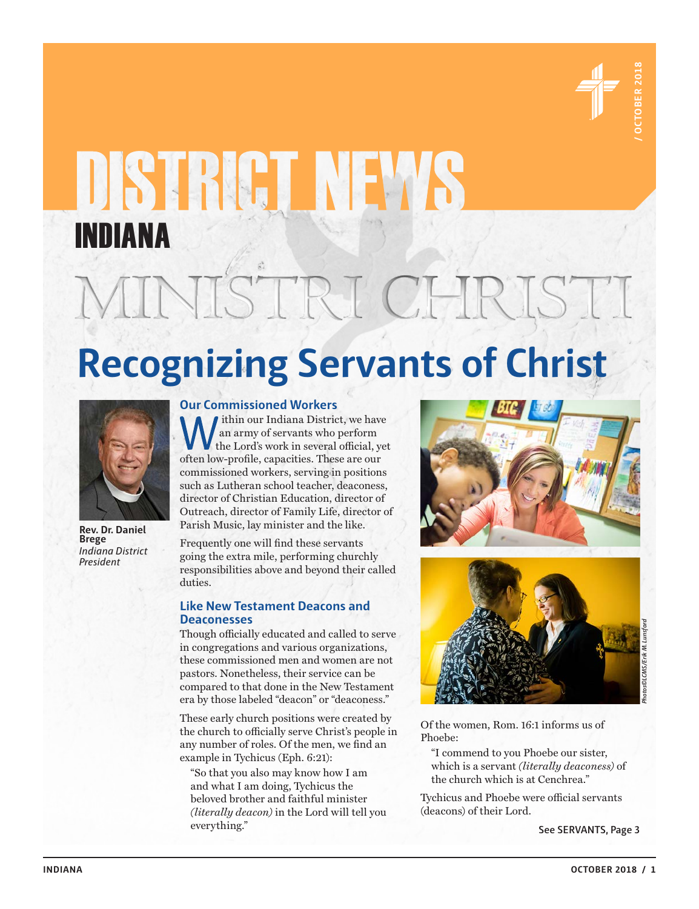# DISTRICT NEWS

## INDIANA

# MINISTRI CHRISTI

# Recognizing Servants of Christ

**Rev. Dr. Daniel Brege**
*Indiana District President*

### Our Commissioned Workers

Within our Indiana District, we have an army of servants who perform the Lord's work in several official, yet often low-profile, capacities. These are our commissioned workers, serving in positions such as Lutheran school teacher, deaconess, director of Christian Education, director of Outreach, director of Family Life, director of Parish Music, lay minister and the like.

Frequently one will find these servants going the extra mile, performing churchly responsibilities above and beyond their called duties.

### Like New Testament Deacons and Deaconesses

Though officially educated and called to serve in congregations and various organizations, these commissioned men and women are not pastors. Nonetheless, their service can be compared to that done in the New Testament era by those labeled "deacon" or "deaconess."

These early church positions were created by the church to officially serve Christ's people in any number of roles. Of the men, we find an example in Tychicus (Eph. 6:21):

> "So that you also may know how I am and what I am doing, Tychicus the beloved brother and faithful minister *(literally deacon)* in the Lord will tell you everything."

*Photos©LCMS/Erik M. Lunsford*

Of the women, Rom. 16:1 informs us of Phoebe:

> "I commend to you Phoebe our sister, which is a servant *(literally deaconess)* of the church which is at Cenchrea."

Tychicus and Phoebe were official servants (deacons) of their Lord.

See SERVANTS, Page 3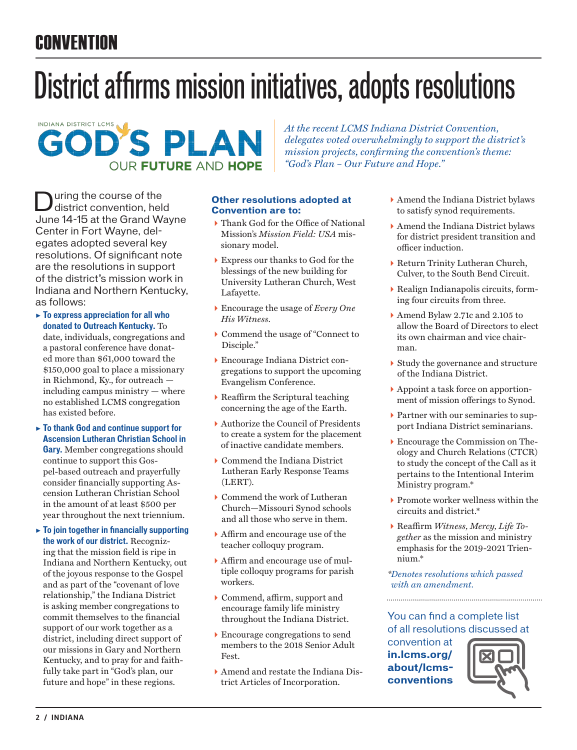CONVENTION

# District affirms mission initiatives, adopts resolutions

INDIANA DISTRICT LCMS
GOD'S PLAN
OUR FUTURE AND HOPE

*At the recent LCMS Indiana District Convention, delegates voted overwhelmingly to support the district's mission projects, confirming the convention's theme: "God's Plan – Our Future and Hope."*

During the course of the district convention, held June 14-15 at the Grand Wayne Center in Fort Wayne, delegates adopted several key resolutions. Of significant note are the resolutions in support of the district's mission work in Indiana and Northern Kentucky, as follows:

- **To express appreciation for all who donated to Outreach Kentucky.** To date, individuals, congregations and a pastoral conference have donated more than $61,000 toward the $150,000 goal to place a missionary in Richmond, Ky., for outreach — including campus ministry — where no established LCMS congregation has existed before.
- **To thank God and continue support for Ascension Lutheran Christian School in Gary.** Member congregations should continue to support this Gospel-based outreach and prayerfully consider financially supporting Ascension Lutheran Christian School in the amount of at least $500 per year throughout the next triennium.
- **To join together in financially supporting the work of our district.** Recognizing that the mission field is ripe in Indiana and Northern Kentucky, out of the joyous response to the Gospel and as part of the "covenant of love relationship," the Indiana District is asking member congregations to commit themselves to the financial support of our work together as a district, including direct support of our missions in Gary and Northern Kentucky, and to pray for and faithfully take part in "God's plan, our future and hope" in these regions.

### Other resolutions adopted at Convention are to:

- Thank God for the Office of National Mission's *Mission Field: USA* missionary model.
- Express our thanks to God for the blessings of the new building for University Lutheran Church, West Lafayette.
- Encourage the usage of *Every One His Witness.*
- Commend the usage of "Connect to Disciple."
- Encourage Indiana District congregations to support the upcoming Evangelism Conference.
- Reaffirm the Scriptural teaching concerning the age of the Earth.
- Authorize the Council of Presidents to create a system for the placement of inactive candidate members.
- Commend the Indiana District Lutheran Early Response Teams (LERT).
- Commend the work of Lutheran Church—Missouri Synod schools and all those who serve in them.
- Affirm and encourage use of the teacher colloquy program.
- Affirm and encourage use of multiple colloquy programs for parish workers.
- Commend, affirm, support and encourage family life ministry throughout the Indiana District.
- Encourage congregations to send members to the 2018 Senior Adult Fest.
- Amend and restate the Indiana District Articles of Incorporation.
- Amend the Indiana District bylaws to satisfy synod requirements.
- Amend the Indiana District bylaws for district president transition and officer induction.
- Return Trinity Lutheran Church, Culver, to the South Bend Circuit.
- Realign Indianapolis circuits, forming four circuits from three.
- Amend Bylaw 2.71c and 2.105 to allow the Board of Directors to elect its own chairman and vice chairman.
- Study the governance and structure of the Indiana District.
- Appoint a task force on apportionment of mission offerings to Synod.
- Partner with our seminaries to support Indiana District seminarians.
- Encourage the Commission on Theology and Church Relations (CTCR) to study the concept of the Call as it pertains to the Intentional Interim Ministry program.*
- Promote worker wellness within the circuits and district.*
- Reaffirm *Witness, Mercy, Life Together* as the mission and ministry emphasis for the 2019-2021 Triennium.*

*\*Denotes resolutions which passed with an amendment.*

You can find a complete list of all resolutions discussed at convention at **in.lcms.org/about/lcms-conventions**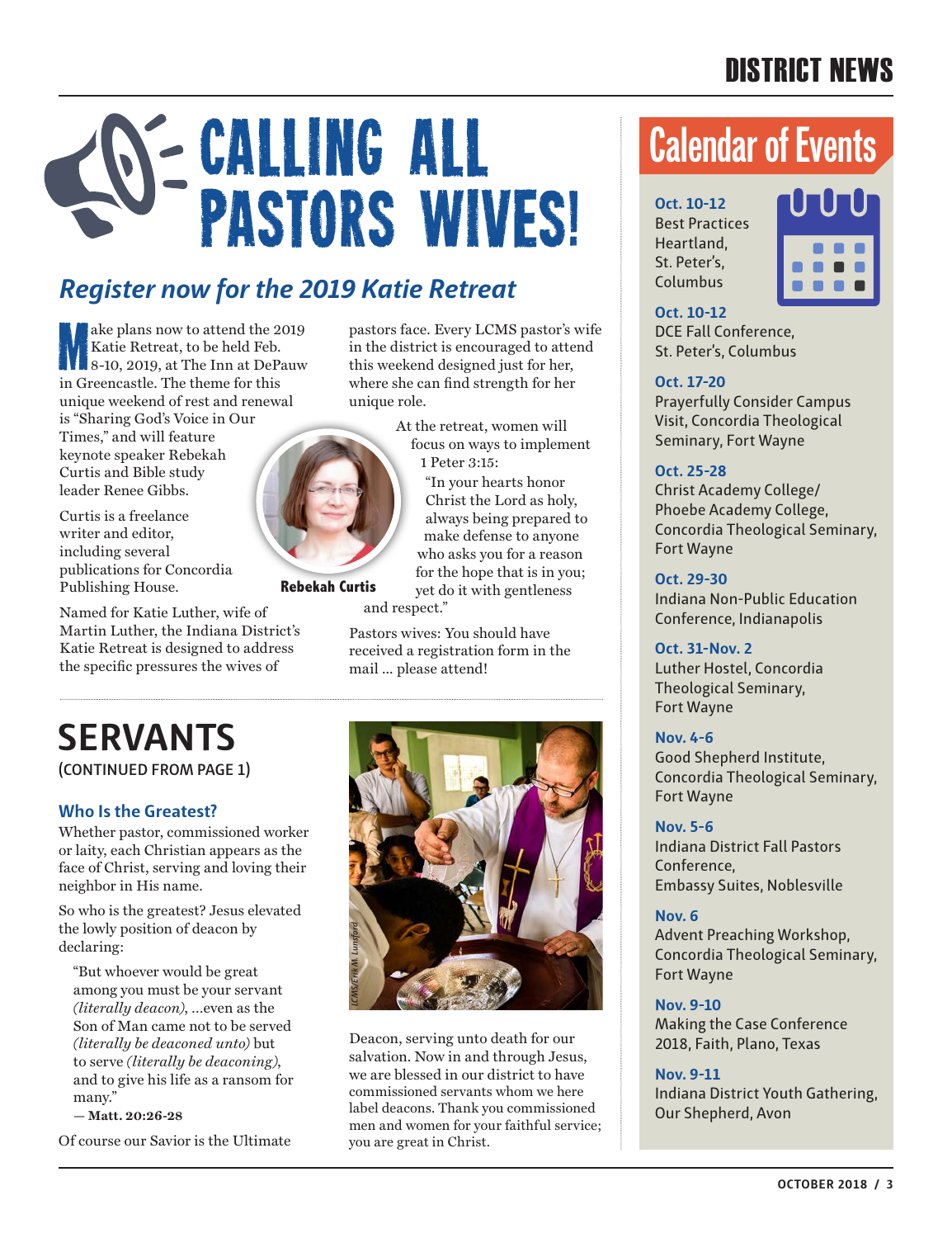# CALLING ALL PASTORS WIVES!

## Register now for the 2019 Katie Retreat

Make plans now to attend the 2019 Katie Retreat, to be held Feb. 8-10, 2019, at The Inn at DePauw in Greencastle. The theme for this unique weekend of rest and renewal is "Sharing God's Voice in Our Times," and will feature keynote speaker Rebekah Curtis and Bible study leader Renee Gibbs.

Curtis is a freelance writer and editor, including several publications for Concordia Publishing House.

**Rebekah Curtis**

Named for Katie Luther, wife of Martin Luther, the Indiana District's Katie Retreat is designed to address the specific pressures the wives of pastors face. Every LCMS pastor's wife in the district is encouraged to attend this weekend designed just for her, where she can find strength for her unique role.

At the retreat, women will focus on ways to implement 1 Peter 3:15:

"In your hearts honor Christ the Lord as holy, always being prepared to make defense to anyone who asks you for a reason for the hope that is in you; yet do it with gentleness and respect."

Pastors wives: You should have received a registration form in the mail ... please attend!

# SERVANTS

(CONTINUED FROM PAGE 1)

### Who Is the Greatest?

Whether pastor, commissioned worker or laity, each Christian appears as the face of Christ, serving and loving their neighbor in His name.

So who is the greatest? Jesus elevated the lowly position of deacon by declaring:

> "But whoever would be great among you must be your servant *(literally deacon)*, ...even as the Son of Man came not to be served *(literally be deaconed unto)* but to serve *(literally be deaconing)*, and to give his life as a ransom for many."
>
> — **Matt. 20:26-28**

Of course our Savior is the Ultimate Deacon, serving unto death for our salvation. Now in and through Jesus, we are blessed in our district to have commissioned servants whom we here label deacons. Thank you commissioned men and women for your faithful service; you are great in Christ.

*LCMS/Erik M. Lunsford*

# Calendar of Events

**Oct. 10-12**
Best Practices Heartland, St. Peter's, Columbus

**Oct. 10-12**
DCE Fall Conference, St. Peter's, Columbus

**Oct. 17-20**
Prayerfully Consider Campus Visit, Concordia Theological Seminary, Fort Wayne

**Oct. 25-28**
Christ Academy College/ Phoebe Academy College, Concordia Theological Seminary, Fort Wayne

**Oct. 29-30**
Indiana Non-Public Education Conference, Indianapolis

**Oct. 31-Nov. 2**
Luther Hostel, Concordia Theological Seminary, Fort Wayne

**Nov. 4-6**
Good Shepherd Institute, Concordia Theological Seminary, Fort Wayne

**Nov. 5-6**
Indiana District Fall Pastors Conference, Embassy Suites, Noblesville

**Nov. 6**
Advent Preaching Workshop, Concordia Theological Seminary, Fort Wayne

**Nov. 9-10**
Making the Case Conference 2018, Faith, Plano, Texas

**Nov. 9-11**
Indiana District Youth Gathering, Our Shepherd, Avon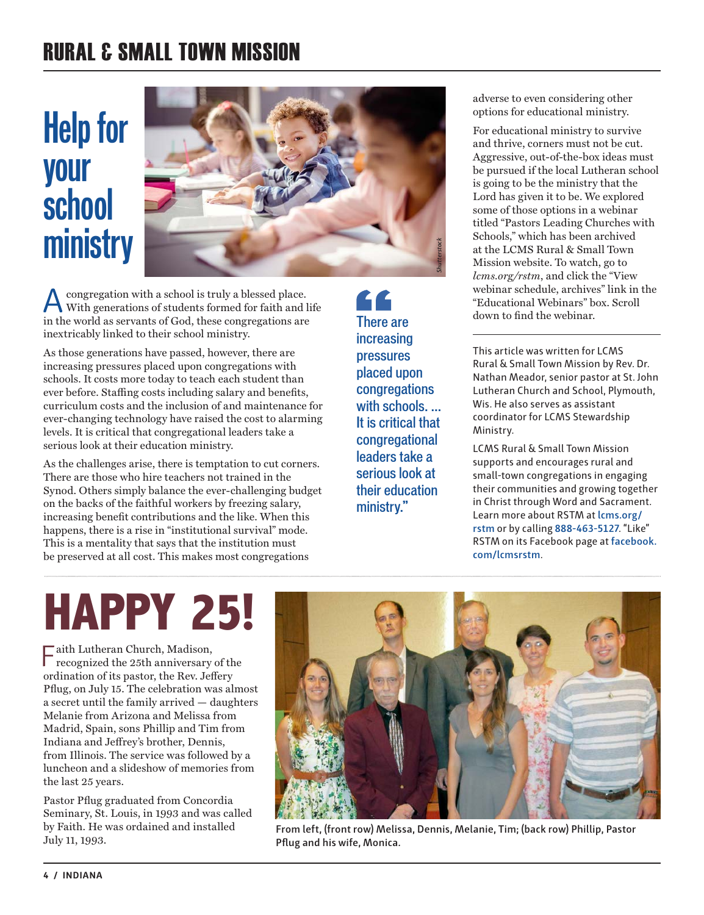# RURAL & SMALL TOWN MISSION

## Help for your school ministry

Shutterstock

A congregation with a school is truly a blessed place. With generations of students formed for faith and life in the world as servants of God, these congregations are inextricably linked to their school ministry.

As those generations have passed, however, there are increasing pressures placed upon congregations with schools. It costs more today to teach each student than ever before. Staffing costs including salary and benefits, curriculum costs and the inclusion of and maintenance for ever-changing technology have raised the cost to alarming levels. It is critical that congregational leaders take a serious look at their education ministry.

As the challenges arise, there is temptation to cut corners. There are those who hire teachers not trained in the Synod. Others simply balance the ever-challenging budget on the backs of the faithful workers by freezing salary, increasing benefit contributions and the like. When this happens, there is a rise in "institutional survival" mode. This is a mentality that says that the institution must be preserved at all cost. This makes most congregations adverse to even considering other options for educational ministry.

> "There are increasing pressures placed upon congregations with schools. ... It is critical that congregational leaders take a serious look at their education ministry."

For educational ministry to survive and thrive, corners must not be cut. Aggressive, out-of-the-box ideas must be pursued if the local Lutheran school is going to be the ministry that the Lord has given it to be. We explored some of those options in a webinar titled "Pastors Leading Churches with Schools," which has been archived at the LCMS Rural & Small Town Mission website. To watch, go to *lcms.org/rstm*, and click the "View webinar schedule, archives" link in the "Educational Webinars" box. Scroll down to find the webinar.

---

This article was written for LCMS Rural & Small Town Mission by Rev. Dr. Nathan Meador, senior pastor at St. John Lutheran Church and School, Plymouth, Wis. He also serves as assistant coordinator for LCMS Stewardship Ministry.

LCMS Rural & Small Town Mission supports and encourages rural and small-town congregations in engaging their communities and growing together in Christ through Word and Sacrament. Learn more about RSTM at **lcms.org/rstm** or by calling **888-463-5127**. "Like" RSTM on its Facebook page at **facebook.com/lcmsrstm**.

## HAPPY 25!

Faith Lutheran Church, Madison, recognized the 25th anniversary of the ordination of its pastor, the Rev. Jeffery Pflug, on July 15. The celebration was almost a secret until the family arrived — daughters Melanie from Arizona and Melissa from Madrid, Spain, sons Phillip and Tim from Indiana and Jeffrey's brother, Dennis, from Illinois. The service was followed by a luncheon and a slideshow of memories from the last 25 years.

Pastor Pflug graduated from Concordia Seminary, St. Louis, in 1993 and was called by Faith. He was ordained and installed July 11, 1993.

From left, (front row) Melissa, Dennis, Melanie, Tim; (back row) Phillip, Pastor Pflug and his wife, Monica.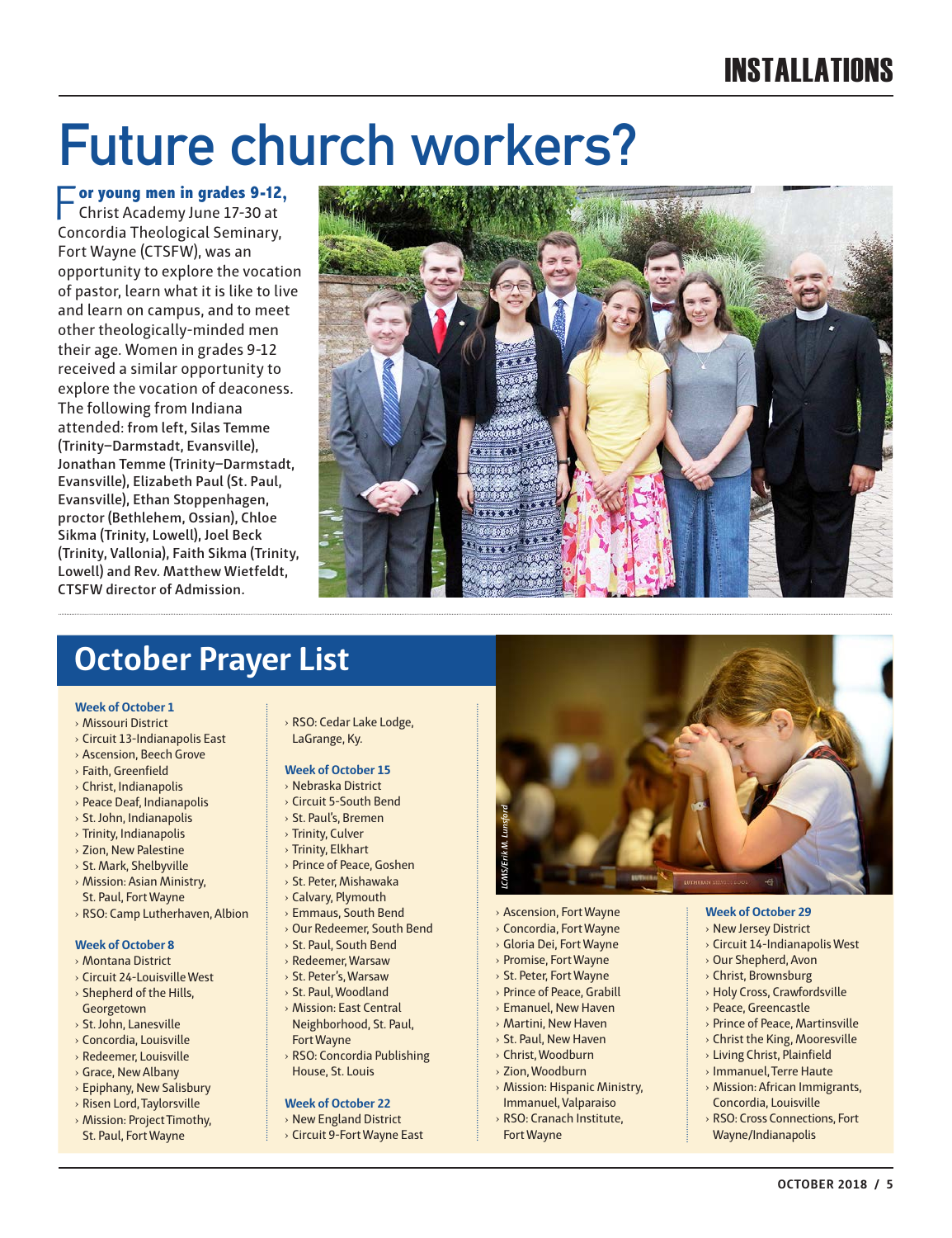# Future church workers?

**For young men in grades 9-12,** Christ Academy June 17-30 at Concordia Theological Seminary, Fort Wayne (CTSFW), was an opportunity to explore the vocation of pastor, learn what it is like to live and learn on campus, and to meet other theologically-minded men their age. Women in grades 9-12 received a similar opportunity to explore the vocation of deaconess. The following from Indiana attended: **from left, Silas Temme (Trinity–Darmstadt, Evansville), Jonathan Temme (Trinity–Darmstadt, Evansville), Elizabeth Paul (St. Paul, Evansville), Ethan Stoppenhagen, proctor (Bethlehem, Ossian), Chloe Sikma (Trinity, Lowell), Joel Beck (Trinity, Vallonia), Faith Sikma (Trinity, Lowell) and Rev. Matthew Wietfeldt, CTSFW director of Admission.**

## October Prayer List

**Week of October 1**
- Missouri District
- Circuit 13-Indianapolis East
- Ascension, Beech Grove
- Faith, Greenfield
- Christ, Indianapolis
- Peace Deaf, Indianapolis
- St. John, Indianapolis
- Trinity, Indianapolis
- Zion, New Palestine
- St. Mark, Shelbyville
- Mission: Asian Ministry, St. Paul, Fort Wayne
- RSO: Camp Lutherhaven, Albion

**Week of October 8**
- Montana District
- Circuit 24-Louisville West
- Shepherd of the Hills, Georgetown
- St. John, Lanesville
- Concordia, Louisville
- Redeemer, Louisville
- Grace, New Albany
- Epiphany, New Salisbury
- Risen Lord, Taylorsville
- Mission: Project Timothy, St. Paul, Fort Wayne
- RSO: Cedar Lake Lodge, LaGrange, Ky.

**Week of October 15**
- Nebraska District
- Circuit 5-South Bend
- St. Paul's, Bremen
- Trinity, Culver
- Trinity, Elkhart
- Prince of Peace, Goshen
- St. Peter, Mishawaka
- Calvary, Plymouth
- Emmaus, South Bend
- Our Redeemer, South Bend
- St. Paul, South Bend
- Redeemer, Warsaw
- St. Peter's, Warsaw
- St. Paul, Woodland
- Mission: East Central Neighborhood, St. Paul, Fort Wayne
- RSO: Concordia Publishing House, St. Louis

**Week of October 22**
- New England District
- Circuit 9-Fort Wayne East
- Ascension, Fort Wayne
- Concordia, Fort Wayne
- Gloria Dei, Fort Wayne
- Promise, Fort Wayne
- St. Peter, Fort Wayne
- Prince of Peace, Grabill
- Emanuel, New Haven
- Martini, New Haven
- St. Paul, New Haven
- Christ, Woodburn
- Zion, Woodburn
- Mission: Hispanic Ministry, Immanuel, Valparaiso
- RSO: Cranach Institute, Fort Wayne

**Week of October 29**
- New Jersey District
- Circuit 14-Indianapolis West
- Our Shepherd, Avon
- Christ, Brownsburg
- Holy Cross, Crawfordsville
- Peace, Greencastle
- Prince of Peace, Martinsville
- Christ the King, Mooresville
- Living Christ, Plainfield
- Immanuel, Terre Haute
- Mission: African Immigrants, Concordia, Louisville
- RSO: Cross Connections, Fort Wayne/Indianapolis

LCMS/Erik M. Lunsford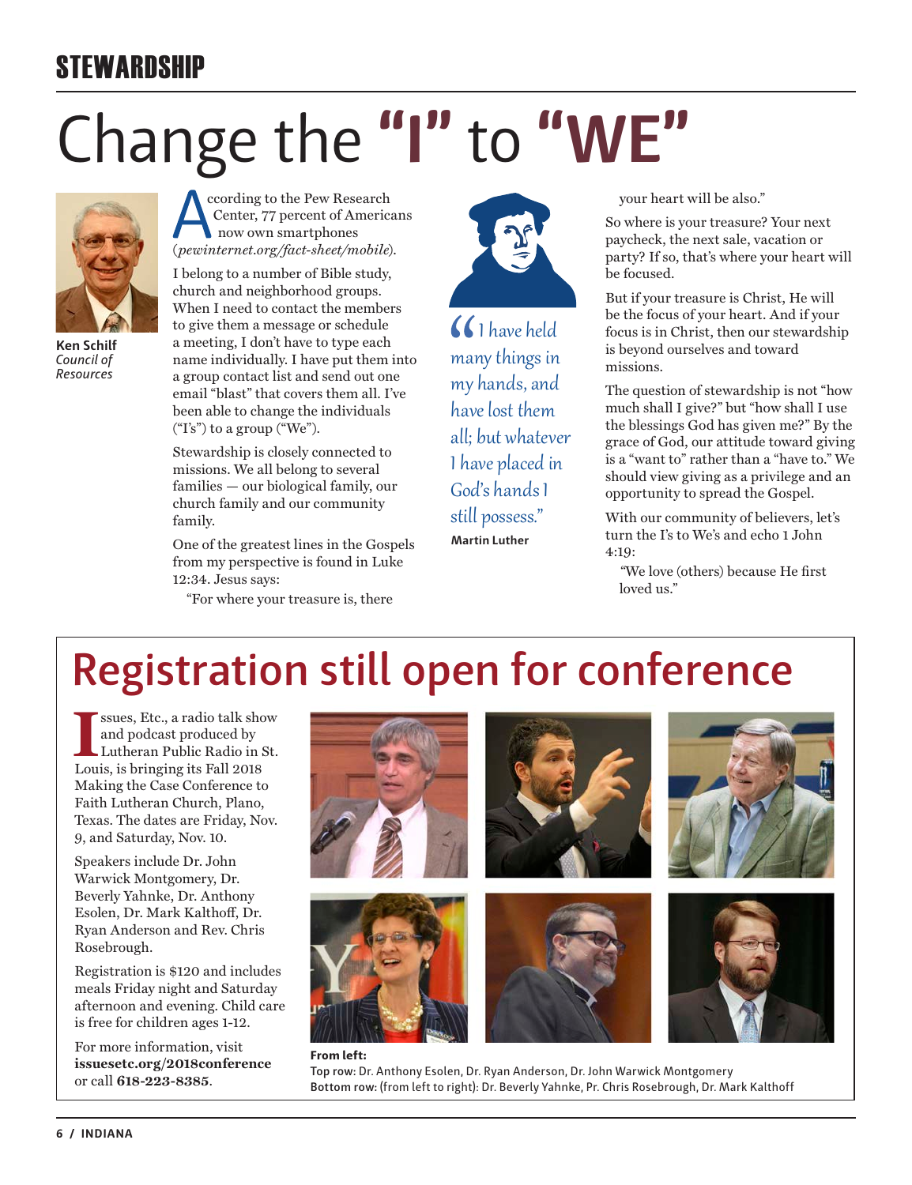## STEWARDSHIP

# Change the "I" to "WE"

**Ken Schilf**
*Council of Resources*

According to the Pew Research Center, 77 percent of Americans now own smartphones (*pewinternet.org/fact-sheet/mobile*).

I belong to a number of Bible study, church and neighborhood groups. When I need to contact the members to give them a message or schedule a meeting, I don't have to type each name individually. I have put them into a group contact list and send out one email "blast" that covers them all. I've been able to change the individuals ("I's") to a group ("We").

Stewardship is closely connected to missions. We all belong to several families — our biological family, our church family and our community family.

One of the greatest lines in the Gospels from my perspective is found in Luke 12:34. Jesus says:

"For where your treasure is, there your heart will be also."

> "I have held many things in my hands, and have lost them all; but whatever I have placed in God's hands I still possess."
>
> **Martin Luther**

So where is your treasure? Your next paycheck, the next sale, vacation or party? If so, that's where your heart will be focused.

But if your treasure is Christ, He will be the focus of your heart. And if your focus is in Christ, then our stewardship is beyond ourselves and toward missions.

The question of stewardship is not "how much shall I give?" but "how shall I use the blessings God has given me?" By the grace of God, our attitude toward giving is a "want to" rather than a "have to." We should view giving as a privilege and an opportunity to spread the Gospel.

With our community of believers, let's turn the I's to We's and echo 1 John 4:19:

"We love (others) because He first loved us."

# Registration still open for conference

Issues, Etc., a radio talk show and podcast produced by Lutheran Public Radio in St. Louis, is bringing its Fall 2018 Making the Case Conference to Faith Lutheran Church, Plano, Texas. The dates are Friday, Nov. 9, and Saturday, Nov. 10.

Speakers include Dr. John Warwick Montgomery, Dr. Beverly Yahnke, Dr. Anthony Esolen, Dr. Mark Kalthoff, Dr. Ryan Anderson and Rev. Chris Rosebrough.

Registration is $120 and includes meals Friday night and Saturday afternoon and evening. Child care is free for children ages 1-12.

For more information, visit **issuesetc.org/2018conference** or call **618-223-8385**.

**From left:**
**Top row:** Dr. Anthony Esolen, Dr. Ryan Anderson, Dr. John Warwick Montgomery
**Bottom row:** (from left to right): Dr. Beverly Yahnke, Pr. Chris Rosebrough, Dr. Mark Kalthoff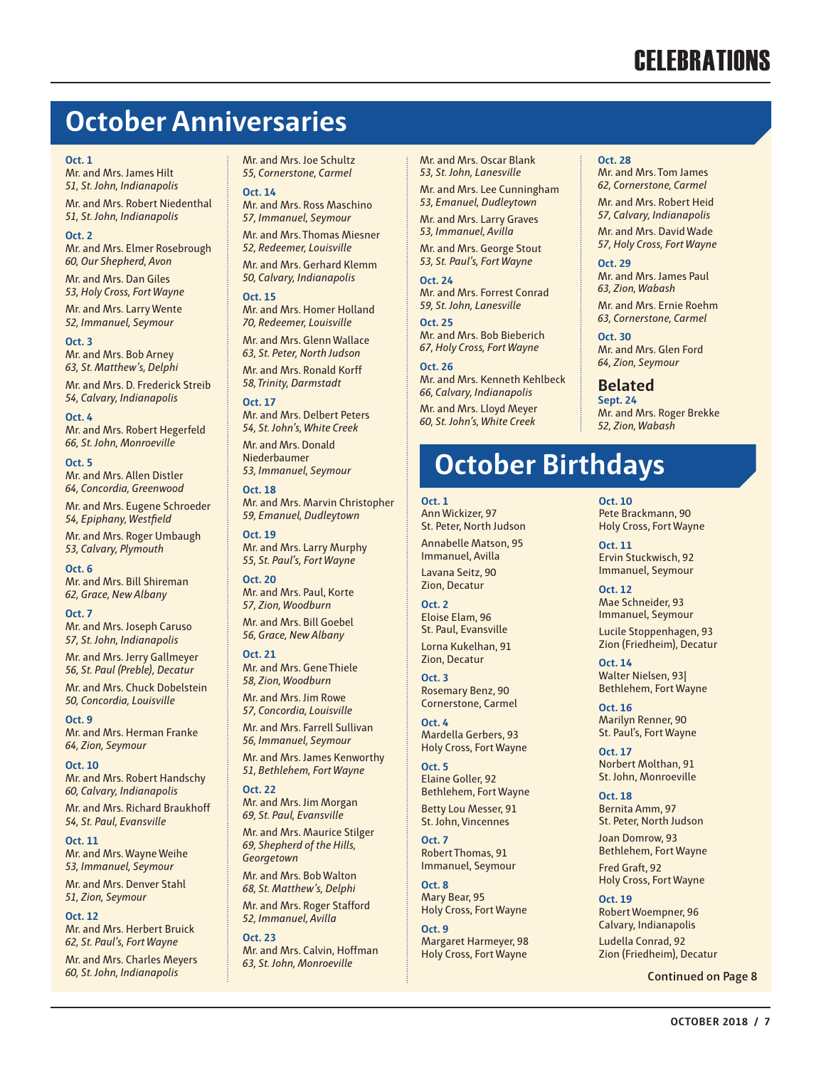# CELEBRATIONS

## October Anniversaries

**Oct. 1**
Mr. and Mrs. James Hilt
*51, St. John, Indianapolis*

Mr. and Mrs. Robert Niedenthal
*51, St. John, Indianapolis*

**Oct. 2**
Mr. and Mrs. Elmer Rosebrough
*60, Our Shepherd, Avon*

Mr. and Mrs. Dan Giles
*53, Holy Cross, Fort Wayne*

Mr. and Mrs. Larry Wente
*52, Immanuel, Seymour*

**Oct. 3**
Mr. and Mrs. Bob Arney
*63, St. Matthew's, Delphi*

Mr. and Mrs. D. Frederick Streib
*54, Calvary, Indianapolis*

**Oct. 4**
Mr. and Mrs. Robert Hegerfeld
*66, St. John, Monroeville*

**Oct. 5**
Mr. and Mrs. Allen Distler
*64, Concordia, Greenwood*

Mr. and Mrs. Eugene Schroeder
*54, Epiphany, Westfield*

Mr. and Mrs. Roger Umbaugh
*53, Calvary, Plymouth*

**Oct. 6**
Mr. and Mrs. Bill Shireman
*62, Grace, New Albany*

**Oct. 7**
Mr. and Mrs. Joseph Caruso
*57, St. John, Indianapolis*

Mr. and Mrs. Jerry Gallmeyer
*56, St. Paul (Preble), Decatur*

Mr. and Mrs. Chuck Dobelstein
*50, Concordia, Louisville*

**Oct. 9**
Mr. and Mrs. Herman Franke
*64, Zion, Seymour*

**Oct. 10**
Mr. and Mrs. Robert Handschy
*60, Calvary, Indianapolis*

Mr. and Mrs. Richard Braukhoff
*54, St. Paul, Evansville*

**Oct. 11**
Mr. and Mrs. Wayne Weihe
*53, Immanuel, Seymour*

Mr. and Mrs. Denver Stahl
*51, Zion, Seymour*

**Oct. 12**
Mr. and Mrs. Herbert Bruick
*62, St. Paul's, Fort Wayne*

Mr. and Mrs. Charles Meyers
*60, St. John, Indianapolis*

Mr. and Mrs. Joe Schultz
*55, Cornerstone, Carmel*

**Oct. 14**
Mr. and Mrs. Ross Maschino
*57, Immanuel, Seymour*

Mr. and Mrs. Thomas Miesner
*52, Redeemer, Louisville*

Mr. and Mrs. Gerhard Klemm
*50, Calvary, Indianapolis*

**Oct. 15**
Mr. and Mrs. Homer Holland
*70, Redeemer, Louisville*

Mr. and Mrs. Glenn Wallace
*63, St. Peter, North Judson*

Mr. and Mrs. Ronald Korff
*58, Trinity, Darmstadt*

**Oct. 17**
Mr. and Mrs. Delbert Peters
*54, St. John's, White Creek*

Mr. and Mrs. Donald Niederbaumer
*53, Immanuel, Seymour*

**Oct. 18**
Mr. and Mrs. Marvin Christopher
*59, Emanuel, Dudleytown*

**Oct. 19**
Mr. and Mrs. Larry Murphy
*55, St. Paul's, Fort Wayne*

**Oct. 20**
Mr. and Mrs. Paul, Korte
*57, Zion, Woodburn*

Mr. and Mrs. Bill Goebel
*56, Grace, New Albany*

**Oct. 21**
Mr. and Mrs. Gene Thiele
*58, Zion, Woodburn*

Mr. and Mrs. Jim Rowe
*57, Concordia, Louisville*

Mr. and Mrs. Farrell Sullivan
*56, Immanuel, Seymour*

Mr. and Mrs. James Kenworthy
*51, Bethlehem, Fort Wayne*

**Oct. 22**
Mr. and Mrs. Jim Morgan
*69, St. Paul, Evansville*

Mr. and Mrs. Maurice Stilger
*69, Shepherd of the Hills, Georgetown*

Mr. and Mrs. Bob Walton
*68, St. Matthew's, Delphi*

Mr. and Mrs. Roger Stafford
*52, Immanuel, Avilla*

**Oct. 23**
Mr. and Mrs. Calvin, Hoffman
*63, St. John, Monroeville*

Mr. and Mrs. Oscar Blank
*53, St. John, Lanesville*

Mr. and Mrs. Lee Cunningham
*53, Emanuel, Dudleytown*

Mr. and Mrs. Larry Graves
*53, Immanuel, Avilla*

Mr. and Mrs. George Stout
*53, St. Paul's, Fort Wayne*

**Oct. 24**
Mr. and Mrs. Forrest Conrad
*59, St. John, Lanesville*

**Oct. 25**
Mr. and Mrs. Bob Bieberich
*67, Holy Cross, Fort Wayne*

**Oct. 26**
Mr. and Mrs. Kenneth Kehlbeck
*66, Calvary, Indianapolis*

Mr. and Mrs. Lloyd Meyer
*60, St. John's, White Creek*

**Oct. 28**
Mr. and Mrs. Tom James
*62, Cornerstone, Carmel*

Mr. and Mrs. Robert Heid
*57, Calvary, Indianapolis*

Mr. and Mrs. David Wade
*57, Holy Cross, Fort Wayne*

**Oct. 29**
Mr. and Mrs. James Paul
*63, Zion, Wabash*

Mr. and Mrs. Ernie Roehm
*63, Cornerstone, Carmel*

**Oct. 30**
Mr. and Mrs. Glen Ford
*64, Zion, Seymour*

### Belated

**Sept. 24**
Mr. and Mrs. Roger Brekke
*52, Zion, Wabash*

## October Birthdays

**Oct. 1**
Ann Wickizer, 97
St. Peter, North Judson

Annabelle Matson, 95
Immanuel, Avilla

Lavana Seitz, 90
Zion, Decatur

**Oct. 2**
Eloise Elam, 96
St. Paul, Evansville

Lorna Kukelhan, 91
Zion, Decatur

**Oct. 3**
Rosemary Benz, 90
Cornerstone, Carmel

**Oct. 4**
Mardella Gerbers, 93
Holy Cross, Fort Wayne

**Oct. 5**
Elaine Goller, 92
Bethlehem, Fort Wayne

Betty Lou Messer, 91
St. John, Vincennes

**Oct. 7**
Robert Thomas, 91
Immanuel, Seymour

**Oct. 8**
Mary Bear, 95
Holy Cross, Fort Wayne

**Oct. 9**
Margaret Harmeyer, 98
Holy Cross, Fort Wayne

**Oct. 10**
Pete Brackmann, 90
Holy Cross, Fort Wayne

**Oct. 11**
Ervin Stuckwisch, 92
Immanuel, Seymour

**Oct. 12**
Mae Schneider, 93
Immanuel, Seymour

Lucile Stoppenhagen, 93
Zion (Friedheim), Decatur

**Oct. 14**
Walter Nielsen, 93|
Bethlehem, Fort Wayne

**Oct. 16**
Marilyn Renner, 90
St. Paul's, Fort Wayne

**Oct. 17**
Norbert Molthan, 91
St. John, Monroeville

**Oct. 18**
Bernita Amm, 97
St. Peter, North Judson

Joan Domrow, 93
Bethlehem, Fort Wayne

Fred Graft, 92
Holy Cross, Fort Wayne

**Oct. 19**
Robert Woempner, 96
Calvary, Indianapolis

Ludella Conrad, 92
Zion (Friedheim), Decatur

**Continued on Page 8**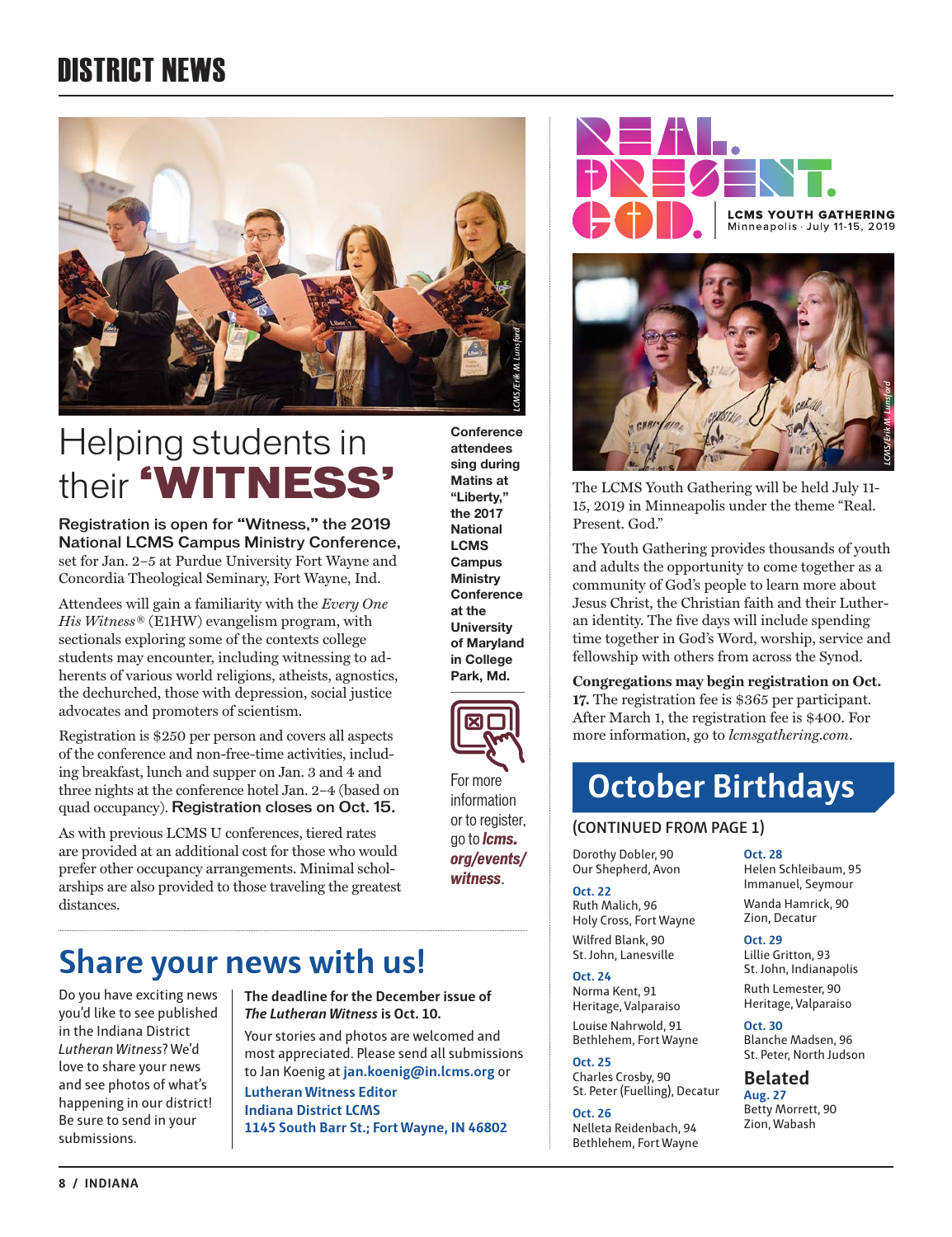# DISTRICT NEWS

## Helping students in their 'WITNESS'

Conference attendees sing during Matins at "Liberty," the 2017 National LCMS Campus Ministry Conference at the University of Maryland in College Park, Md.

**Registration is open for "Witness," the 2019 National LCMS Campus Ministry Conference,** set for Jan. 2–5 at Purdue University Fort Wayne and Concordia Theological Seminary, Fort Wayne, Ind.

Attendees will gain a familiarity with the *Every One His Witness®* (E1HW) evangelism program, with sectionals exploring some of the contexts college students may encounter, including witnessing to adherents of various world religions, atheists, agnostics, the dechurched, those with depression, social justice advocates and promoters of scientism.

Registration is $250 per person and covers all aspects of the conference and non-free-time activities, including breakfast, lunch and supper on Jan. 3 and 4 and three nights at the conference hotel Jan. 2–4 (based on quad occupancy). **Registration closes on Oct. 15.**

As with previous LCMS U conferences, tiered rates are provided at an additional cost for those who would prefer other occupancy arrangements. Minimal scholarships are also provided to those traveling the greatest distances.

For more information or to register, go to ***lcms.org/events/witness***.

## REAL. PRESENT. GOD.

LCMS YOUTH GATHERING
Minneapolis · July 11-15, 2019

The LCMS Youth Gathering will be held July 11-15, 2019 in Minneapolis under the theme "Real. Present. God."

The Youth Gathering provides thousands of youth and adults the opportunity to come together as a community of God's people to learn more about Jesus Christ, the Christian faith and their Lutheran identity. The five days will include spending time together in God's Word, worship, service and fellowship with others from across the Synod.

**Congregations may begin registration on Oct. 17.** The registration fee is $365 per participant. After March 1, the registration fee is $400. For more information, go to *lcmsgathering.com*.

## Share your news with us!

Do you have exciting news you'd like to see published in the Indiana District *Lutheran Witness*? We'd love to share your news and see photos of what's happening in our district! Be sure to send in your submissions.

**The deadline for the December issue of *The Lutheran Witness* is Oct. 10.**

Your stories and photos are welcomed and most appreciated. Please send all submissions to Jan Koenig at **jan.koenig@in.lcms.org** or

**Lutheran Witness Editor**
**Indiana District LCMS**
**1145 South Barr St.; Fort Wayne, IN 46802**

## October Birthdays

(CONTINUED FROM PAGE 1)

Dorothy Dobler, 90
Our Shepherd, Avon

**Oct. 22**
Ruth Malich, 96
Holy Cross, Fort Wayne

Wilfred Blank, 90
St. John, Lanesville

**Oct. 24**
Norma Kent, 91
Heritage, Valparaiso

Louise Nahrwold, 91
Bethlehem, Fort Wayne

**Oct. 25**
Charles Crosby, 90
St. Peter (Fuelling), Decatur

**Oct. 26**
Nelleta Reidenbach, 94
Bethlehem, Fort Wayne

**Oct. 28**
Helen Schleibaum, 95
Immanuel, Seymour

Wanda Hamrick, 90
Zion, Decatur

**Oct. 29**
Lillie Gritton, 93
St. John, Indianapolis

Ruth Lemester, 90
Heritage, Valparaiso

**Oct. 30**
Blanche Madsen, 96
St. Peter, North Judson

### Belated

**Aug. 27**
Betty Morrett, 90
Zion, Wabash